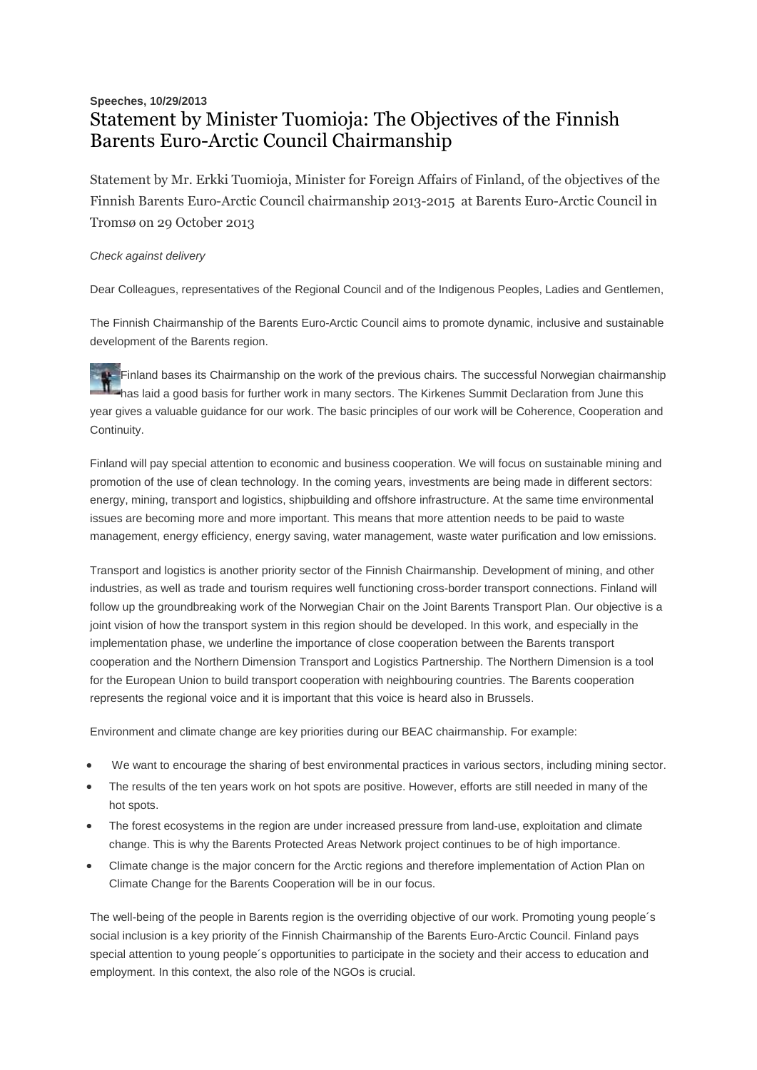**Speeches, 10/29/2013**

# Statement by Minister Tuomioja: The Objectives of the Finnish Barents Euro-Arctic Council Chairmanship

Statement by Mr. Erkki Tuomioja, Minister for Foreign Affairs of Finland, of the objectives of the Finnish Barents Euro-Arctic Council chairmanship 2013-2015 at Barents Euro-Arctic Council in Tromsø on 29 October 2013

*Check against delivery*

Dear Colleagues, representatives of the Regional Council and of the Indigenous Peoples, Ladies and Gentlemen,

The Finnish Chairmanship of the Barents Euro-Arctic Council aims to promote dynamic, inclusive and sustainable development of the Barents region.

Finland bases its Chairmanship on the work of the previous chairs. The successful Norwegian chairmanship has laid a good basis for further work in many sectors. The Kirkenes Summit Declaration from June this year gives a valuable guidance for our work. The basic principles of our work will be Coherence, Cooperation and Continuity.

Finland will pay special attention to economic and business cooperation. We will focus on sustainable mining and promotion of the use of clean technology. In the coming years, investments are being made in different sectors: energy, mining, transport and logistics, shipbuilding and offshore infrastructure. At the same time environmental issues are becoming more and more important. This means that more attention needs to be paid to waste management, energy efficiency, energy saving, water management, waste water purification and low emissions.

Transport and logistics is another priority sector of the Finnish Chairmanship. Development of mining, and other industries, as well as trade and tourism requires well functioning cross-border transport connections. Finland will follow up the groundbreaking work of the Norwegian Chair on the Joint Barents Transport Plan. Our objective is a joint vision of how the transport system in this region should be developed. In this work, and especially in the implementation phase, we underline the importance of close cooperation between the Barents transport cooperation and the Northern Dimension Transport and Logistics Partnership. The Northern Dimension is a tool for the European Union to build transport cooperation with neighbouring countries. The Barents cooperation represents the regional voice and it is important that this voice is heard also in Brussels.

Environment and climate change are key priorities during our BEAC chairmanship. For example:

- We want to encourage the sharing of best environmental practices in various sectors, including mining sector.
- The results of the ten years work on hot spots are positive. However, efforts are still needed in many of the hot spots.
- The forest ecosystems in the region are under increased pressure from land-use, exploitation and climate change. This is why the Barents Protected Areas Network project continues to be of high importance.
- Climate change is the major concern for the Arctic regions and therefore implementation of Action Plan on Climate Change for the Barents Cooperation will be in our focus.

The well-being of the people in Barents region is the overriding objective of our work. Promoting young people´s social inclusion is a key priority of the Finnish Chairmanship of the Barents Euro-Arctic Council. Finland pays special attention to young people´s opportunities to participate in the society and their access to education and employment. In this context, the also role of the NGOs is crucial.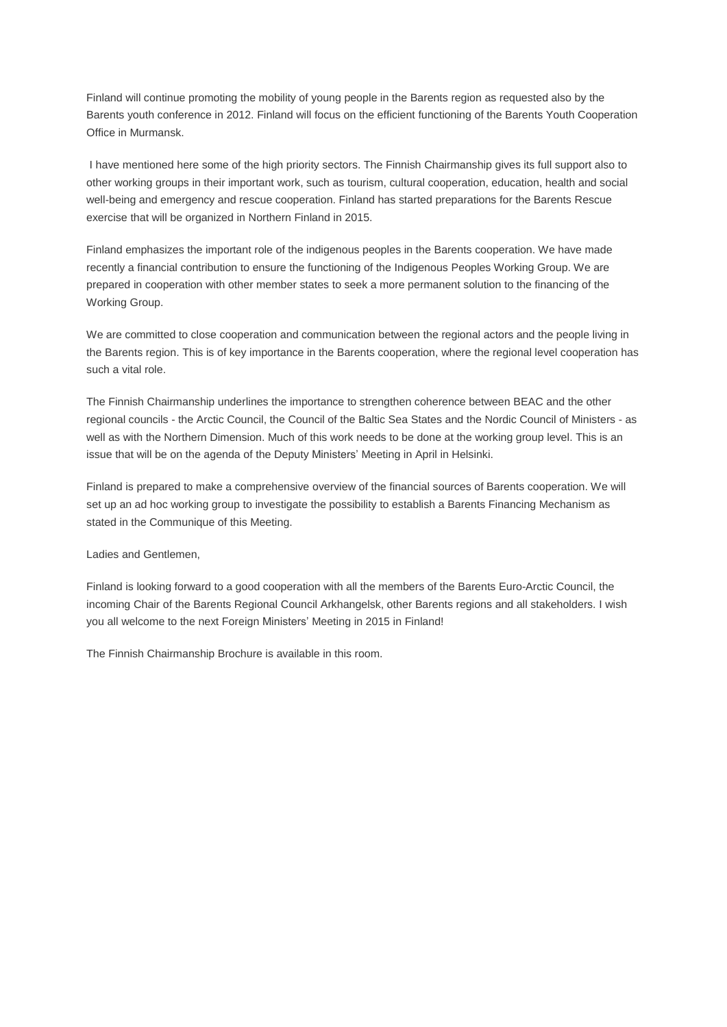Finland will continue promoting the mobility of young people in the Barents region as requested also by the Barents youth conference in 2012. Finland will focus on the efficient functioning of the Barents Youth Cooperation Office in Murmansk.

I have mentioned here some of the high priority sectors. The Finnish Chairmanship gives its full support also to other working groups in their important work, such as tourism, cultural cooperation, education, health and social well-being and emergency and rescue cooperation. Finland has started preparations for the Barents Rescue exercise that will be organized in Northern Finland in 2015.

Finland emphasizes the important role of the indigenous peoples in the Barents cooperation. We have made recently a financial contribution to ensure the functioning of the Indigenous Peoples Working Group. We are prepared in cooperation with other member states to seek a more permanent solution to the financing of the Working Group.

We are committed to close cooperation and communication between the regional actors and the people living in the Barents region. This is of key importance in the Barents cooperation, where the regional level cooperation has such a vital role.

The Finnish Chairmanship underlines the importance to strengthen coherence between BEAC and the other regional councils - the Arctic Council, the Council of the Baltic Sea States and the Nordic Council of Ministers - as well as with the Northern Dimension. Much of this work needs to be done at the working group level. This is an issue that will be on the agenda of the Deputy Ministers' Meeting in April in Helsinki.

Finland is prepared to make a comprehensive overview of the financial sources of Barents cooperation. We will set up an ad hoc working group to investigate the possibility to establish a Barents Financing Mechanism as stated in the Communique of this Meeting.

Ladies and Gentlemen,

Finland is looking forward to a good cooperation with all the members of the Barents Euro-Arctic Council, the incoming Chair of the Barents Regional Council Arkhangelsk, other Barents regions and all stakeholders. I wish you all welcome to the next Foreign Ministers' Meeting in 2015 in Finland!

The Finnish Chairmanship Brochure is available in this room.